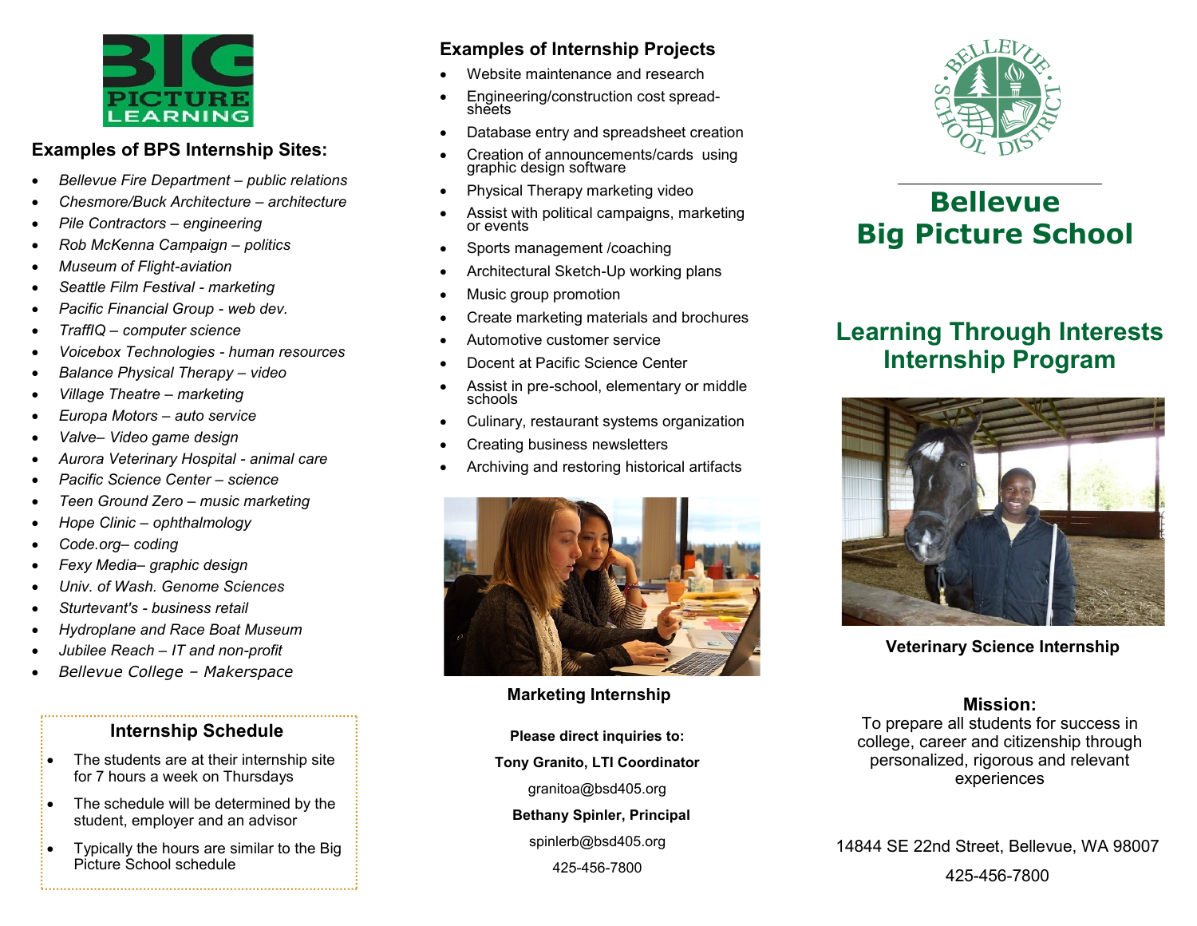# Bellevue Big Picture School

## Learning Through Interests Internship Program

Veterinary Science Internship

**Mission:**
To prepare all students for success in college, career and citizenship through personalized, rigorous and relevant experiences

14844 SE 22nd Street, Bellevue, WA 98007

425-456-7800

### Examples of BPS Internship Sites:

- *Bellevue Fire Department – public relations*
- *Chesmore/Buck Architecture – architecture*
- *Pile Contractors – engineering*
- *Rob McKenna Campaign – politics*
- *Museum of Flight-aviation*
- *Seattle Film Festival - marketing*
- *Pacific Financial Group - web dev.*
- *TraffIQ – computer science*
- *Voicebox Technologies - human resources*
- *Balance Physical Therapy – video*
- *Village Theatre – marketing*
- *Europa Motors – auto service*
- *Valve– Video game design*
- *Aurora Veterinary Hospital - animal care*
- *Pacific Science Center – science*
- *Teen Ground Zero – music marketing*
- *Hope Clinic – ophthalmology*
- *Code.org– coding*
- *Fexy Media– graphic design*
- *Univ. of Wash. Genome Sciences*
- *Sturtevant's - business retail*
- *Hydroplane and Race Boat Museum*
- *Jubilee Reach – IT and non-profit*
- *Bellevue College - Makerspace*

### Internship Schedule

- The students are at their internship site for 7 hours a week on Thursdays
- The schedule will be determined by the student, employer and an advisor
- Typically the hours are similar to the Big Picture School schedule

### Examples of Internship Projects

- Website maintenance and research
- Engineering/construction cost spread-sheets
- Database entry and spreadsheet creation
- Creation of announcements/cards using graphic design software
- Physical Therapy marketing video
- Assist with political campaigns, marketing or events
- Sports management /coaching
- Architectural Sketch-Up working plans
- Music group promotion
- Create marketing materials and brochures
- Automotive customer service
- Docent at Pacific Science Center
- Assist in pre-school, elementary or middle schools
- Culinary, restaurant systems organization
- Creating business newsletters
- Archiving and restoring historical artifacts

**Marketing Internship**

**Please direct inquiries to:**

**Tony Granito, LTI Coordinator**

granitoa@bsd405.org

**Bethany Spinler, Principal**

spinlerb@bsd405.org

425-456-7800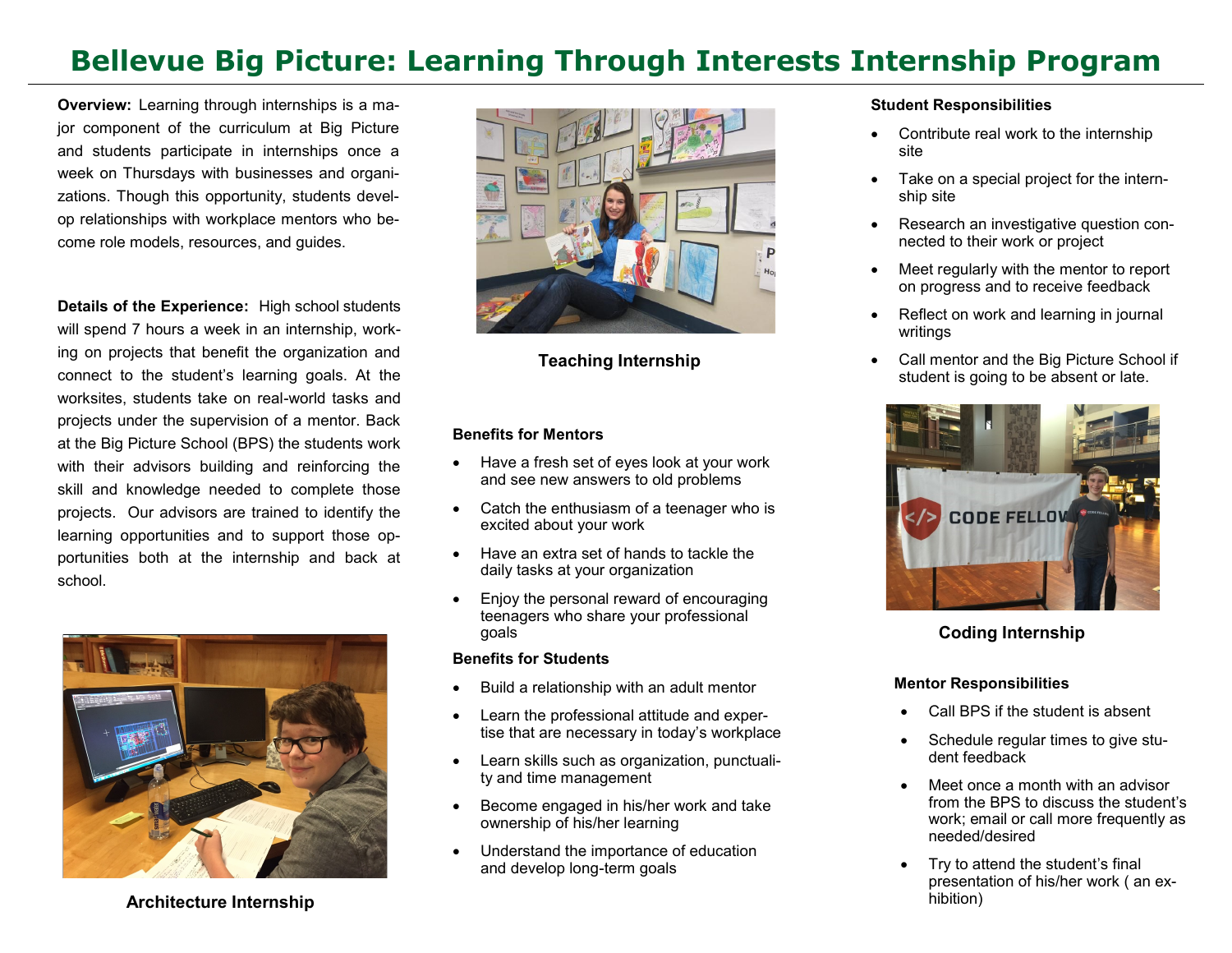# Bellevue Big Picture: Learning Through Interests Internship Program

**Overview:** Learning through internships is a major component of the curriculum at Big Picture and students participate in internships once a week on Thursdays with businesses and organizations. Though this opportunity, students develop relationships with workplace mentors who become role models, resources, and guides.

**Details of the Experience:** High school students will spend 7 hours a week in an internship, working on projects that benefit the organization and connect to the student's learning goals. At the worksites, students take on real-world tasks and projects under the supervision of a mentor. Back at the Big Picture School (BPS) the students work with their advisors building and reinforcing the skill and knowledge needed to complete those projects. Our advisors are trained to identify the learning opportunities and to support those opportunities both at the internship and back at school.

**Architecture Internship**

**Teaching Internship**

### Benefits for Mentors

- Have a fresh set of eyes look at your work and see new answers to old problems
- Catch the enthusiasm of a teenager who is excited about your work
- Have an extra set of hands to tackle the daily tasks at your organization
- Enjoy the personal reward of encouraging teenagers who share your professional goals

### Benefits for Students

- Build a relationship with an adult mentor
- Learn the professional attitude and expertise that are necessary in today's workplace
- Learn skills such as organization, punctuality and time management
- Become engaged in his/her work and take ownership of his/her learning
- Understand the importance of education and develop long-term goals

### Student Responsibilities

- Contribute real work to the internship site
- Take on a special project for the internship site
- Research an investigative question connected to their work or project
- Meet regularly with the mentor to report on progress and to receive feedback
- Reflect on work and learning in journal writings
- Call mentor and the Big Picture School if student is going to be absent or late.

**Coding Internship**

### Mentor Responsibilities

- Call BPS if the student is absent
- Schedule regular times to give student feedback
- Meet once a month with an advisor from the BPS to discuss the student's work; email or call more frequently as needed/desired
- Try to attend the student's final presentation of his/her work ( an exhibition)